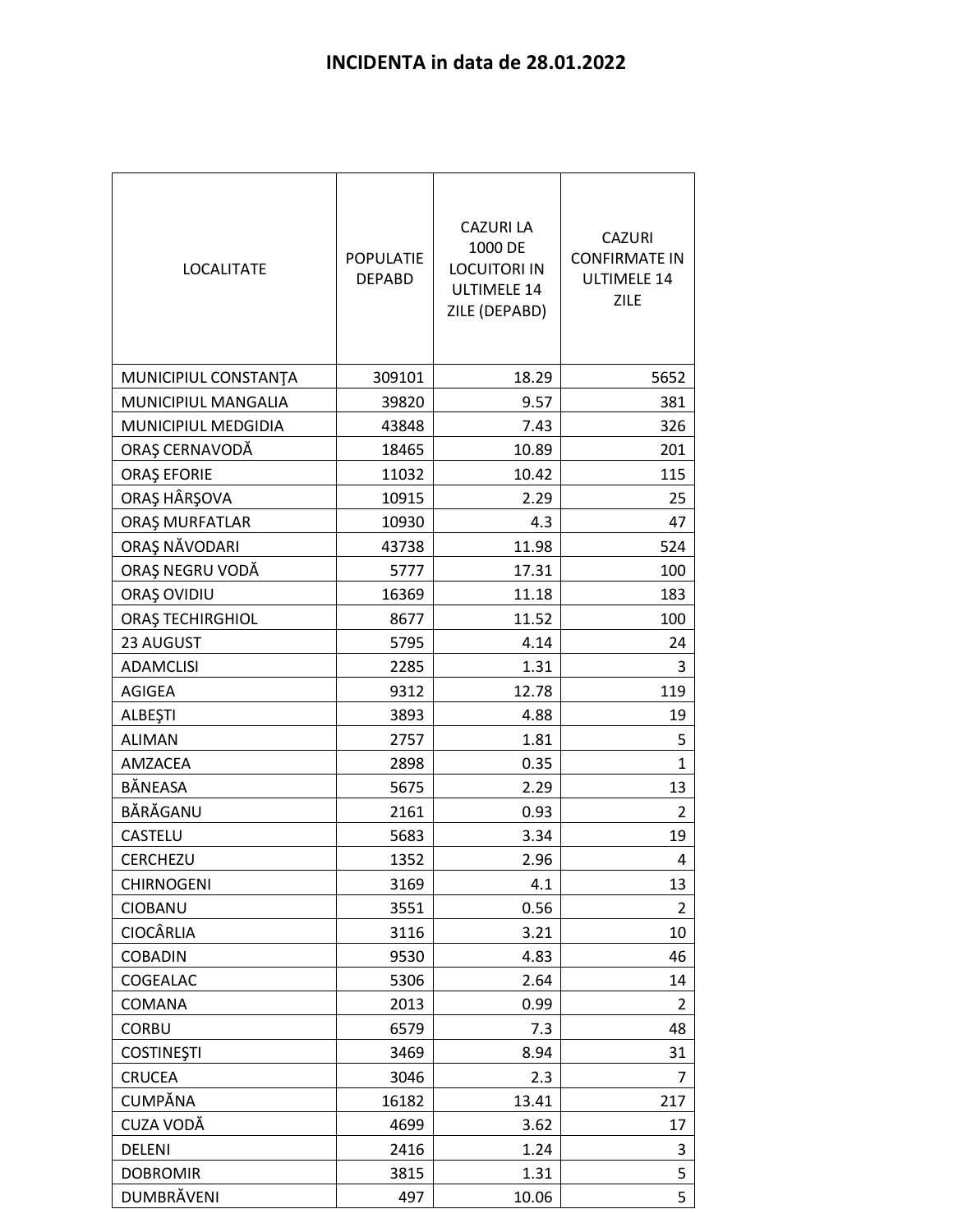**INCIDENTA in data de 28.01.2022**

| LOCALITATE | POPULATIE DEPABD | CAZURI LA 1000 DE LOCUITORI IN ULTIMELE 14 ZILE (DEPABD) | CAZURI CONFIRMATE IN ULTIMELE 14 ZILE |
|---|---|---|---|
| MUNICIPIUL CONSTANŢA | 309101 | 18.29 | 5652 |
| MUNICIPIUL MANGALIA | 39820 | 9.57 | 381 |
| MUNICIPIUL MEDGIDIA | 43848 | 7.43 | 326 |
| ORAŞ CERNAVODĂ | 18465 | 10.89 | 201 |
| ORAŞ EFORIE | 11032 | 10.42 | 115 |
| ORAŞ HÂRŞOVA | 10915 | 2.29 | 25 |
| ORAŞ MURFATLAR | 10930 | 4.3 | 47 |
| ORAŞ NĂVODARI | 43738 | 11.98 | 524 |
| ORAŞ NEGRU VODĂ | 5777 | 17.31 | 100 |
| ORAŞ OVIDIU | 16369 | 11.18 | 183 |
| ORAŞ TECHIRGHIOL | 8677 | 11.52 | 100 |
| 23 AUGUST | 5795 | 4.14 | 24 |
| ADAMCLISI | 2285 | 1.31 | 3 |
| AGIGEA | 9312 | 12.78 | 119 |
| ALBEŞTI | 3893 | 4.88 | 19 |
| ALIMAN | 2757 | 1.81 | 5 |
| AMZACEA | 2898 | 0.35 | 1 |
| BĂNEASA | 5675 | 2.29 | 13 |
| BĂRĂGANU | 2161 | 0.93 | 2 |
| CASTELU | 5683 | 3.34 | 19 |
| CERCHEZU | 1352 | 2.96 | 4 |
| CHIRNOGENI | 3169 | 4.1 | 13 |
| CIOBANU | 3551 | 0.56 | 2 |
| CIOCÂRLIA | 3116 | 3.21 | 10 |
| COBADIN | 9530 | 4.83 | 46 |
| COGEALAC | 5306 | 2.64 | 14 |
| COMANA | 2013 | 0.99 | 2 |
| CORBU | 6579 | 7.3 | 48 |
| COSTINEŞTI | 3469 | 8.94 | 31 |
| CRUCEA | 3046 | 2.3 | 7 |
| CUMPĂNA | 16182 | 13.41 | 217 |
| CUZA VODĂ | 4699 | 3.62 | 17 |
| DELENI | 2416 | 1.24 | 3 |
| DOBROMIR | 3815 | 1.31 | 5 |
| DUMBRĂVENI | 497 | 10.06 | 5 |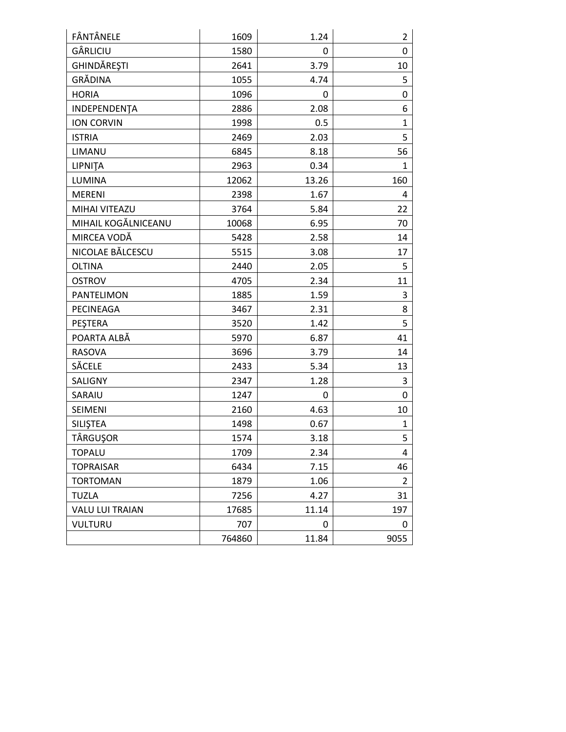| | | | |
|---|---|---|---|
| FÂNTÂNELE | 1609 | 1.24 | 2 |
| GÂRLICIU | 1580 | 0 | 0 |
| GHINDĂREŞTI | 2641 | 3.79 | 10 |
| GRĂDINA | 1055 | 4.74 | 5 |
| HORIA | 1096 | 0 | 0 |
| INDEPENDENŢA | 2886 | 2.08 | 6 |
| ION CORVIN | 1998 | 0.5 | 1 |
| ISTRIA | 2469 | 2.03 | 5 |
| LIMANU | 6845 | 8.18 | 56 |
| LIPNIŢA | 2963 | 0.34 | 1 |
| LUMINA | 12062 | 13.26 | 160 |
| MERENI | 2398 | 1.67 | 4 |
| MIHAI VITEAZU | 3764 | 5.84 | 22 |
| MIHAIL KOGĂLNICEANU | 10068 | 6.95 | 70 |
| MIRCEA VODĂ | 5428 | 2.58 | 14 |
| NICOLAE BĂLCESCU | 5515 | 3.08 | 17 |
| OLTINA | 2440 | 2.05 | 5 |
| OSTROV | 4705 | 2.34 | 11 |
| PANTELIMON | 1885 | 1.59 | 3 |
| PECINEAGA | 3467 | 2.31 | 8 |
| PEŞTERA | 3520 | 1.42 | 5 |
| POARTA ALBĂ | 5970 | 6.87 | 41 |
| RASOVA | 3696 | 3.79 | 14 |
| SĂCELE | 2433 | 5.34 | 13 |
| SALIGNY | 2347 | 1.28 | 3 |
| SARAIU | 1247 | 0 | 0 |
| SEIMENI | 2160 | 4.63 | 10 |
| SILIŞTEA | 1498 | 0.67 | 1 |
| TÂRGUŞOR | 1574 | 3.18 | 5 |
| TOPALU | 1709 | 2.34 | 4 |
| TOPRAISAR | 6434 | 7.15 | 46 |
| TORTOMAN | 1879 | 1.06 | 2 |
| TUZLA | 7256 | 4.27 | 31 |
| VALU LUI TRAIAN | 17685 | 11.14 | 197 |
| VULTURU | 707 | 0 | 0 |
| | 764860 | 11.84 | 9055 |